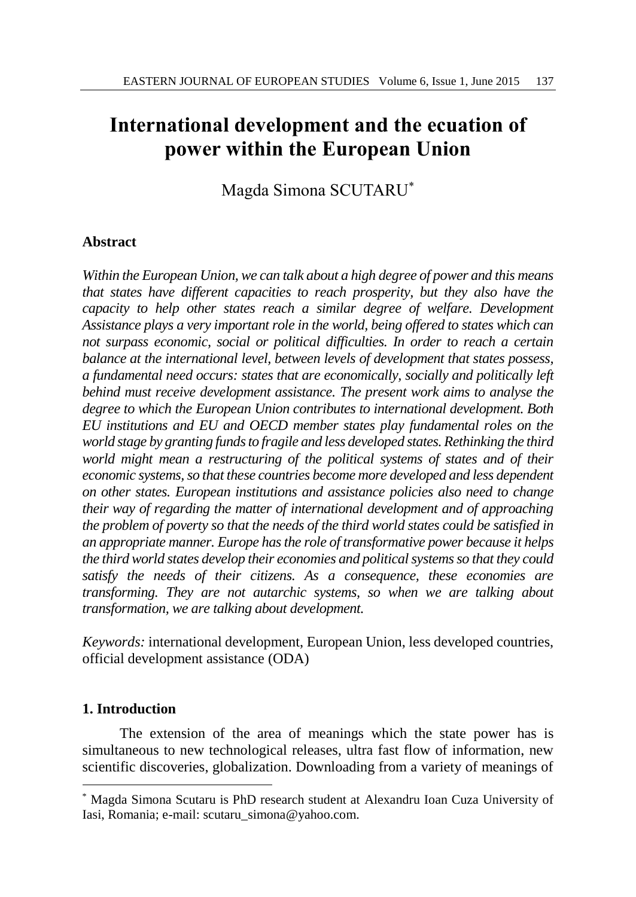# International development and the ecuation of power within the European Union

Magda Simona SCUTARU[*]

## Abstract

*Within the European Union, we can talk about a high degree of power and this means that states have different capacities to reach prosperity, but they also have the capacity to help other states reach a similar degree of welfare. Development Assistance plays a very important role in the world, being offered to states which can not surpass economic, social or political difficulties. In order to reach a certain balance at the international level, between levels of development that states possess, a fundamental need occurs: states that are economically, socially and politically left behind must receive development assistance. The present work aims to analyse the degree to which the European Union contributes to international development. Both EU institutions and EU and OECD member states play fundamental roles on the world stage by granting funds to fragile and less developed states. Rethinking the third world might mean a restructuring of the political systems of states and of their economic systems, so that these countries become more developed and less dependent on other states. European institutions and assistance policies also need to change their way of regarding the matter of international development and of approaching the problem of poverty so that the needs of the third world states could be satisfied in an appropriate manner. Europe has the role of transformative power because it helps the third world states develop their economies and political systems so that they could satisfy the needs of their citizens. As a consequence, these economies are transforming. They are not autarchic systems, so when we are talking about transformation, we are talking about development.*

*Keywords:* international development, European Union, less developed countries, official development assistance (ODA)

## 1. Introduction

The extension of the area of meanings which the state power has is simultaneous to new technological releases, ultra fast flow of information, new scientific discoveries, globalization. Downloading from a variety of meanings of

[*] Magda Simona Scutaru is PhD research student at Alexandru Ioan Cuza University of Iasi, Romania; e-mail: scutaru_simona@yahoo.com.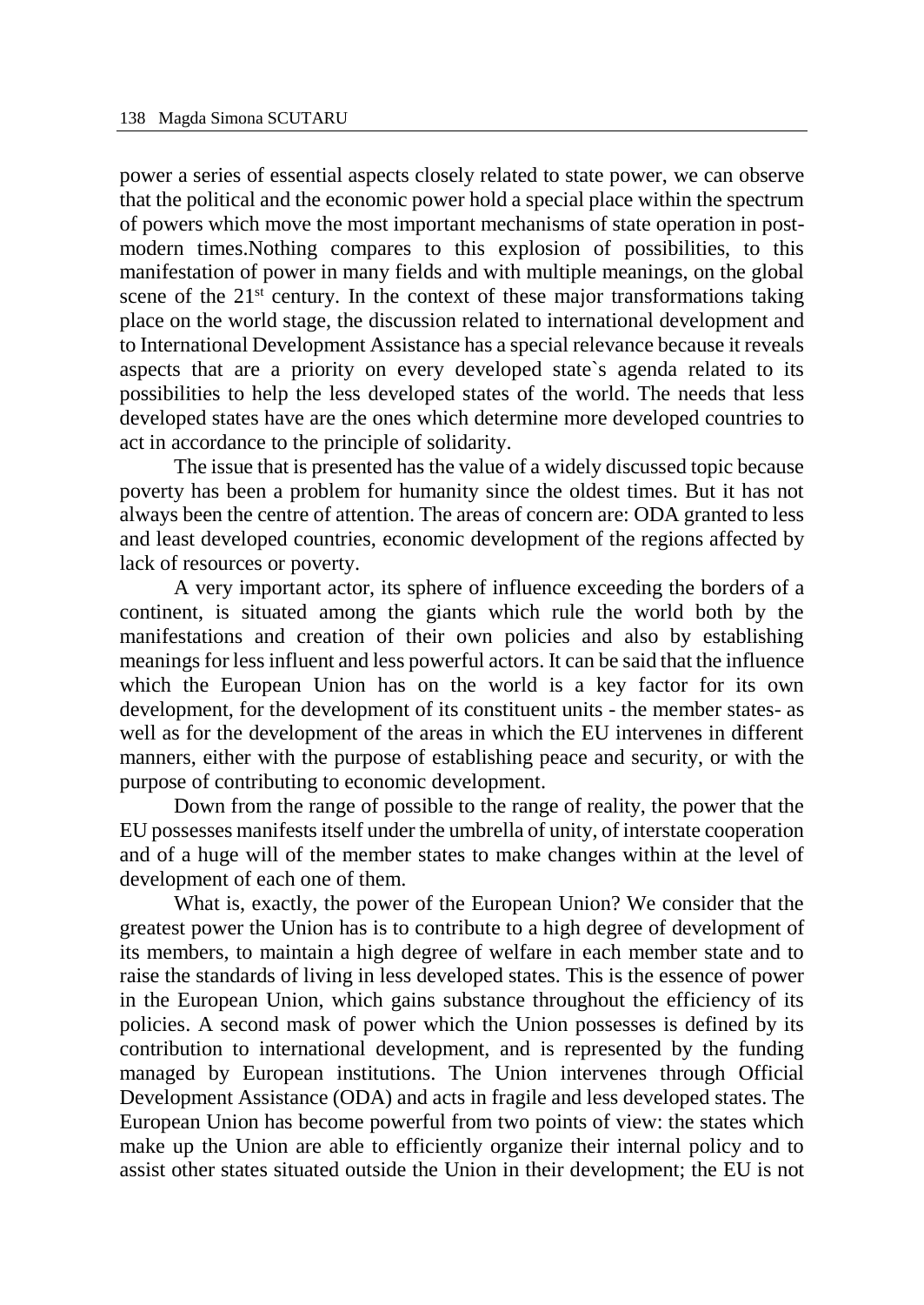power a series of essential aspects closely related to state power, we can observe that the political and the economic power hold a special place within the spectrum of powers which move the most important mechanisms of state operation in post-modern times.Nothing compares to this explosion of possibilities, to this manifestation of power in many fields and with multiple meanings, on the global scene of the 21st century. In the context of these major transformations taking place on the world stage, the discussion related to international development and to International Development Assistance has a special relevance because it reveals aspects that are a priority on every developed state`s agenda related to its possibilities to help the less developed states of the world. The needs that less developed states have are the ones which determine more developed countries to act in accordance to the principle of solidarity.

The issue that is presented has the value of a widely discussed topic because poverty has been a problem for humanity since the oldest times. But it has not always been the centre of attention. The areas of concern are: ODA granted to less and least developed countries, economic development of the regions affected by lack of resources or poverty.

A very important actor, its sphere of influence exceeding the borders of a continent, is situated among the giants which rule the world both by the manifestations and creation of their own policies and also by establishing meanings for less influent and less powerful actors. It can be said that the influence which the European Union has on the world is a key factor for its own development, for the development of its constituent units - the member states- as well as for the development of the areas in which the EU intervenes in different manners, either with the purpose of establishing peace and security, or with the purpose of contributing to economic development.

Down from the range of possible to the range of reality, the power that the EU possesses manifests itself under the umbrella of unity, of interstate cooperation and of a huge will of the member states to make changes within at the level of development of each one of them.

What is, exactly, the power of the European Union? We consider that the greatest power the Union has is to contribute to a high degree of development of its members, to maintain a high degree of welfare in each member state and to raise the standards of living in less developed states. This is the essence of power in the European Union, which gains substance throughout the efficiency of its policies. A second mask of power which the Union possesses is defined by its contribution to international development, and is represented by the funding managed by European institutions. The Union intervenes through Official Development Assistance (ODA) and acts in fragile and less developed states. The European Union has become powerful from two points of view: the states which make up the Union are able to efficiently organize their internal policy and to assist other states situated outside the Union in their development; the EU is not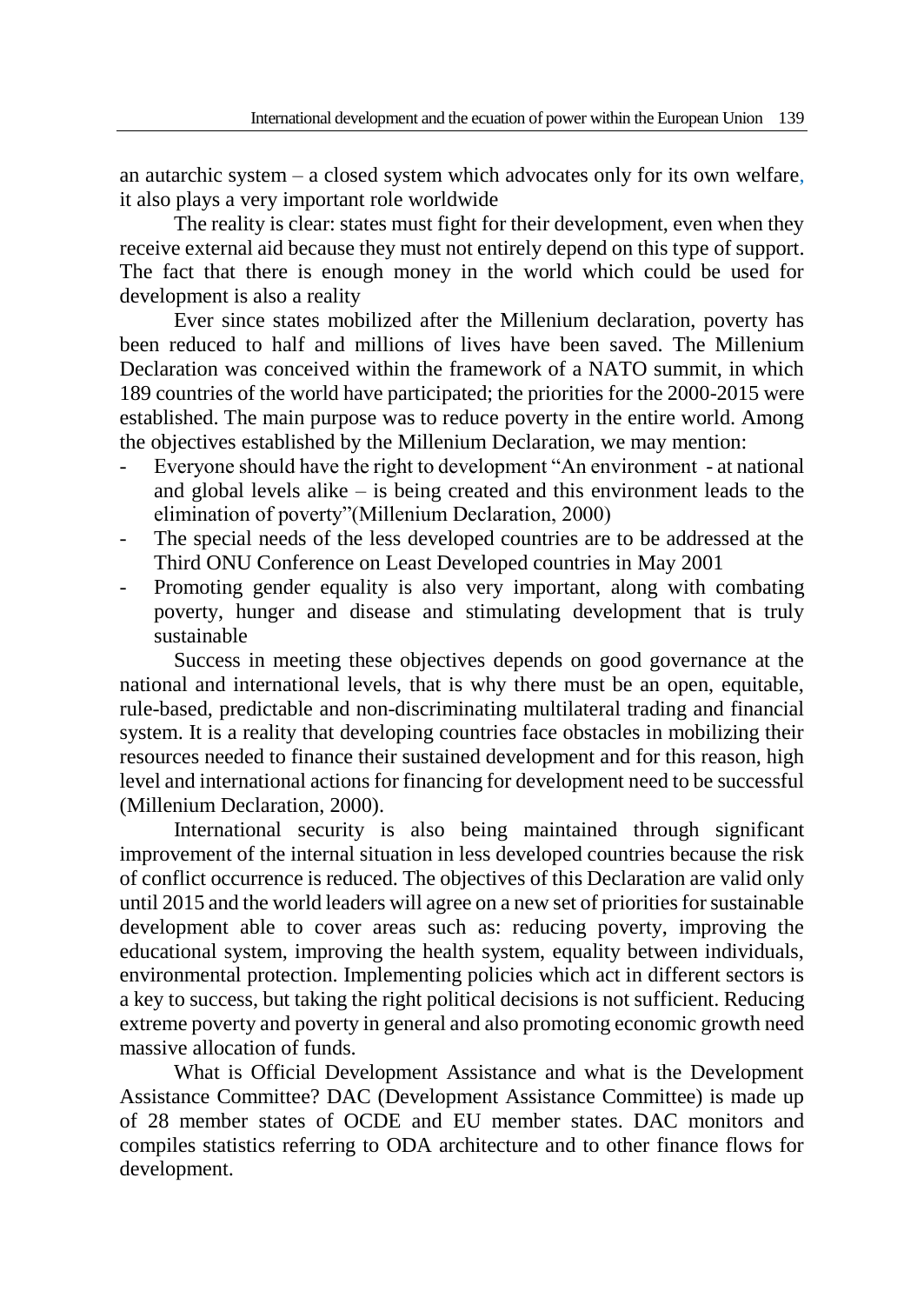an autarchic system – a closed system which advocates only for its own welfare, it also plays a very important role worldwide

The reality is clear: states must fight for their development, even when they receive external aid because they must not entirely depend on this type of support. The fact that there is enough money in the world which could be used for development is also a reality

Ever since states mobilized after the Millenium declaration, poverty has been reduced to half and millions of lives have been saved. The Millenium Declaration was conceived within the framework of a NATO summit, in which 189 countries of the world have participated; the priorities for the 2000-2015 were established. The main purpose was to reduce poverty in the entire world. Among the objectives established by the Millenium Declaration, we may mention:

- Everyone should have the right to development "An environment - at national and global levels alike – is being created and this environment leads to the elimination of poverty"(Millenium Declaration, 2000)
- The special needs of the less developed countries are to be addressed at the Third ONU Conference on Least Developed countries in May 2001
- Promoting gender equality is also very important, along with combating poverty, hunger and disease and stimulating development that is truly sustainable

Success in meeting these objectives depends on good governance at the national and international levels, that is why there must be an open, equitable, rule-based, predictable and non-discriminating multilateral trading and financial system. It is a reality that developing countries face obstacles in mobilizing their resources needed to finance their sustained development and for this reason, high level and international actions for financing for development need to be successful (Millenium Declaration, 2000).

International security is also being maintained through significant improvement of the internal situation in less developed countries because the risk of conflict occurrence is reduced. The objectives of this Declaration are valid only until 2015 and the world leaders will agree on a new set of priorities for sustainable development able to cover areas such as: reducing poverty, improving the educational system, improving the health system, equality between individuals, environmental protection. Implementing policies which act in different sectors is a key to success, but taking the right political decisions is not sufficient. Reducing extreme poverty and poverty in general and also promoting economic growth need massive allocation of funds.

What is Official Development Assistance and what is the Development Assistance Committee? DAC (Development Assistance Committee) is made up of 28 member states of OCDE and EU member states. DAC monitors and compiles statistics referring to ODA architecture and to other finance flows for development.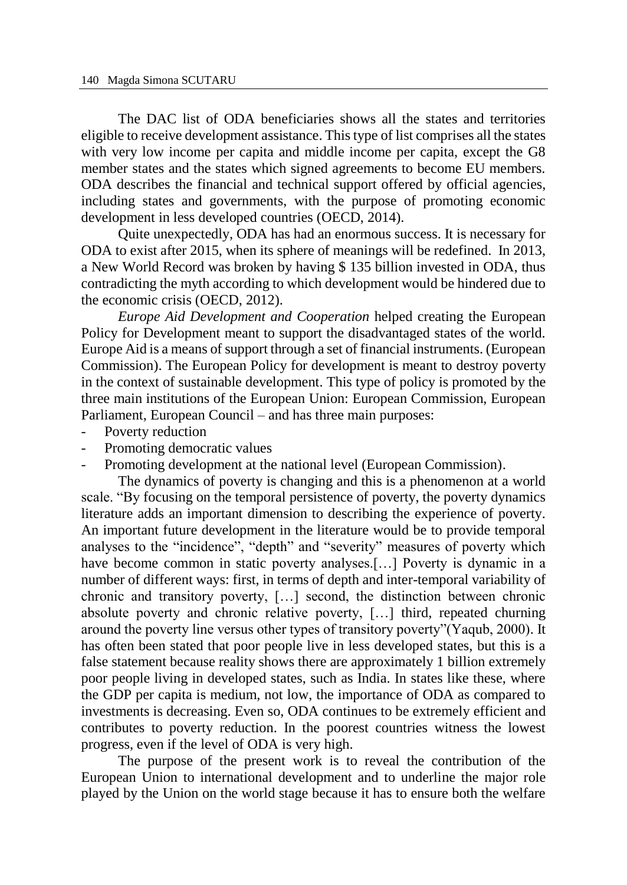The DAC list of ODA beneficiaries shows all the states and territories eligible to receive development assistance. This type of list comprises all the states with very low income per capita and middle income per capita, except the G8 member states and the states which signed agreements to become EU members. ODA describes the financial and technical support offered by official agencies, including states and governments, with the purpose of promoting economic development in less developed countries (OECD, 2014).

Quite unexpectedly, ODA has had an enormous success. It is necessary for ODA to exist after 2015, when its sphere of meanings will be redefined. In 2013, a New World Record was broken by having $ 135 billion invested in ODA, thus contradicting the myth according to which development would be hindered due to the economic crisis (OECD, 2012).

*Europe Aid Development and Cooperation* helped creating the European Policy for Development meant to support the disadvantaged states of the world. Europe Aid is a means of support through a set of financial instruments. (European Commission). The European Policy for development is meant to destroy poverty in the context of sustainable development. This type of policy is promoted by the three main institutions of the European Union: European Commission, European Parliament, European Council – and has three main purposes:

- Poverty reduction
- Promoting democratic values
- Promoting development at the national level (European Commission).

The dynamics of poverty is changing and this is a phenomenon at a world scale. "By focusing on the temporal persistence of poverty, the poverty dynamics literature adds an important dimension to describing the experience of poverty. An important future development in the literature would be to provide temporal analyses to the "incidence", "depth" and "severity" measures of poverty which have become common in static poverty analyses.[…] Poverty is dynamic in a number of different ways: first, in terms of depth and inter-temporal variability of chronic and transitory poverty, […] second, the distinction between chronic absolute poverty and chronic relative poverty, […] third, repeated churning around the poverty line versus other types of transitory poverty"(Yaqub, 2000). It has often been stated that poor people live in less developed states, but this is a false statement because reality shows there are approximately 1 billion extremely poor people living in developed states, such as India. In states like these, where the GDP per capita is medium, not low, the importance of ODA as compared to investments is decreasing. Even so, ODA continues to be extremely efficient and contributes to poverty reduction. In the poorest countries witness the lowest progress, even if the level of ODA is very high.

The purpose of the present work is to reveal the contribution of the European Union to international development and to underline the major role played by the Union on the world stage because it has to ensure both the welfare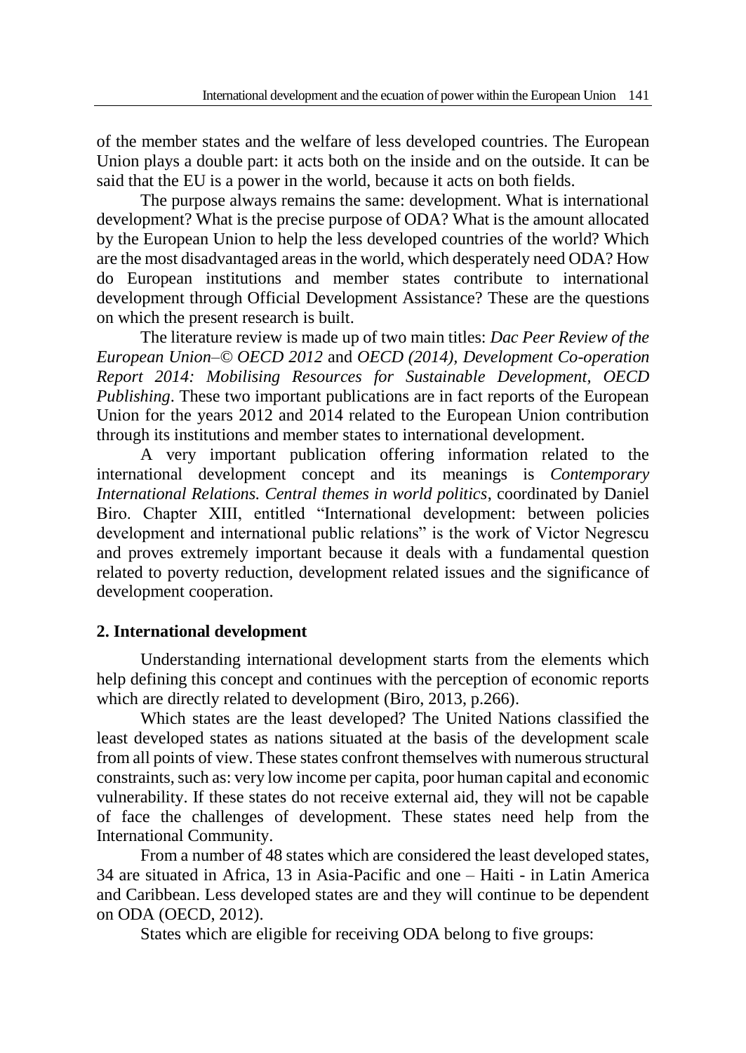of the member states and the welfare of less developed countries. The European Union plays a double part: it acts both on the inside and on the outside. It can be said that the EU is a power in the world, because it acts on both fields.

The purpose always remains the same: development. What is international development? What is the precise purpose of ODA? What is the amount allocated by the European Union to help the less developed countries of the world? Which are the most disadvantaged areas in the world, which desperately need ODA? How do European institutions and member states contribute to international development through Official Development Assistance? These are the questions on which the present research is built.

The literature review is made up of two main titles: *Dac Peer Review of the European Union–© OECD 2012* and *OECD (2014), Development Co-operation Report 2014: Mobilising Resources for Sustainable Development, OECD Publishing*. These two important publications are in fact reports of the European Union for the years 2012 and 2014 related to the European Union contribution through its institutions and member states to international development.

A very important publication offering information related to the international development concept and its meanings is *Contemporary International Relations. Central themes in world politics*, coordinated by Daniel Biro. Chapter XIII, entitled "International development: between policies development and international public relations" is the work of Victor Negrescu and proves extremely important because it deals with a fundamental question related to poverty reduction, development related issues and the significance of development cooperation.

## 2. International development

Understanding international development starts from the elements which help defining this concept and continues with the perception of economic reports which are directly related to development (Biro, 2013, p.266).

Which states are the least developed? The United Nations classified the least developed states as nations situated at the basis of the development scale from all points of view. These states confront themselves with numerous structural constraints, such as: very low income per capita, poor human capital and economic vulnerability. If these states do not receive external aid, they will not be capable of face the challenges of development. These states need help from the International Community.

From a number of 48 states which are considered the least developed states, 34 are situated in Africa, 13 in Asia-Pacific and one – Haiti - in Latin America and Caribbean. Less developed states are and they will continue to be dependent on ODA (OECD, 2012).

States which are eligible for receiving ODA belong to five groups: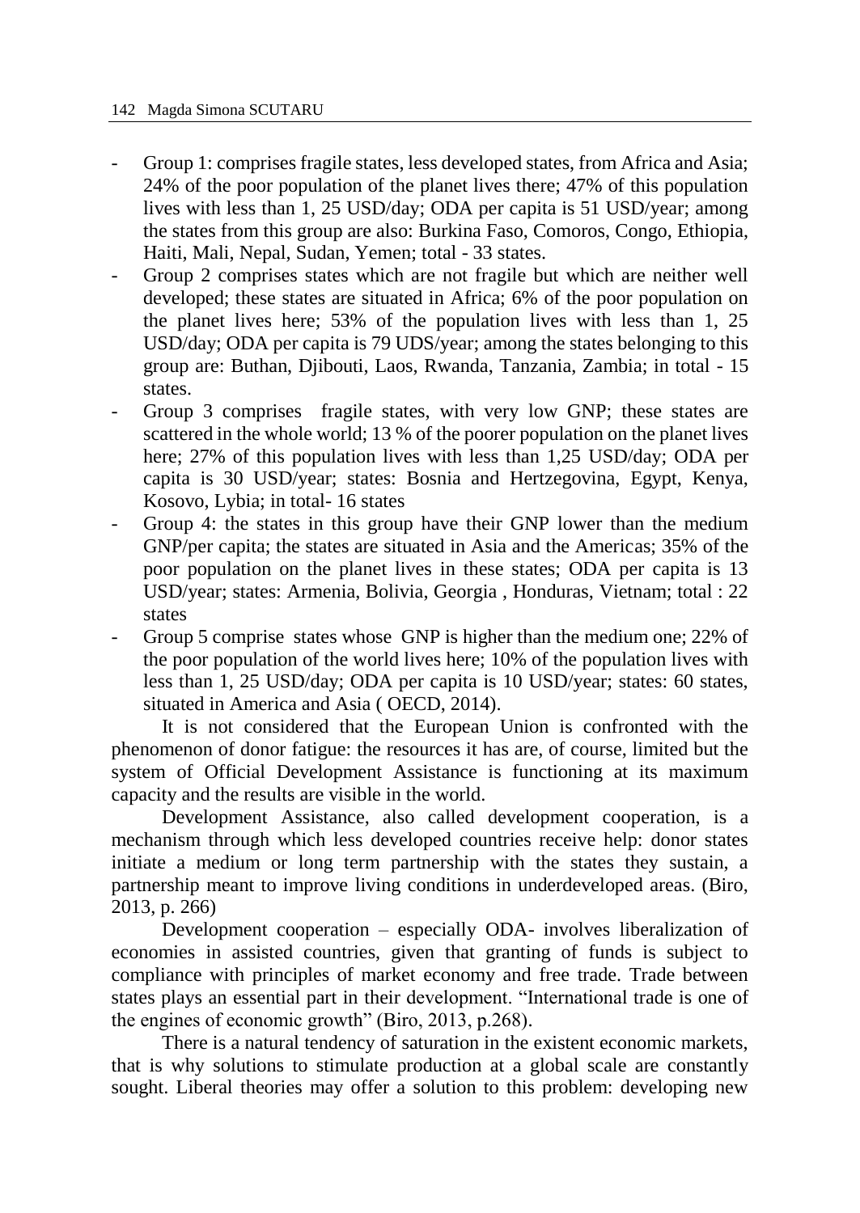- Group 1: comprises fragile states, less developed states, from Africa and Asia; 24% of the poor population of the planet lives there; 47% of this population lives with less than 1, 25 USD/day; ODA per capita is 51 USD/year; among the states from this group are also: Burkina Faso, Comoros, Congo, Ethiopia, Haiti, Mali, Nepal, Sudan, Yemen; total - 33 states.
- Group 2 comprises states which are not fragile but which are neither well developed; these states are situated in Africa; 6% of the poor population on the planet lives here; 53% of the population lives with less than 1, 25 USD/day; ODA per capita is 79 UDS/year; among the states belonging to this group are: Buthan, Djibouti, Laos, Rwanda, Tanzania, Zambia; in total - 15 states.
- Group 3 comprises fragile states, with very low GNP; these states are scattered in the whole world; 13 % of the poorer population on the planet lives here; 27% of this population lives with less than 1,25 USD/day; ODA per capita is 30 USD/year; states: Bosnia and Hertzegovina, Egypt, Kenya, Kosovo, Lybia; in total- 16 states
- Group 4: the states in this group have their GNP lower than the medium GNP/per capita; the states are situated in Asia and the Americas; 35% of the poor population on the planet lives in these states; ODA per capita is 13 USD/year; states: Armenia, Bolivia, Georgia , Honduras, Vietnam; total : 22 states
- Group 5 comprise states whose GNP is higher than the medium one; 22% of the poor population of the world lives here; 10% of the population lives with less than 1, 25 USD/day; ODA per capita is 10 USD/year; states: 60 states, situated in America and Asia ( OECD, 2014).

It is not considered that the European Union is confronted with the phenomenon of donor fatigue: the resources it has are, of course, limited but the system of Official Development Assistance is functioning at its maximum capacity and the results are visible in the world.

Development Assistance, also called development cooperation, is a mechanism through which less developed countries receive help: donor states initiate a medium or long term partnership with the states they sustain, a partnership meant to improve living conditions in underdeveloped areas. (Biro, 2013, p. 266)

Development cooperation – especially ODA- involves liberalization of economies in assisted countries, given that granting of funds is subject to compliance with principles of market economy and free trade. Trade between states plays an essential part in their development. "International trade is one of the engines of economic growth" (Biro, 2013, p.268).

There is a natural tendency of saturation in the existent economic markets, that is why solutions to stimulate production at a global scale are constantly sought. Liberal theories may offer a solution to this problem: developing new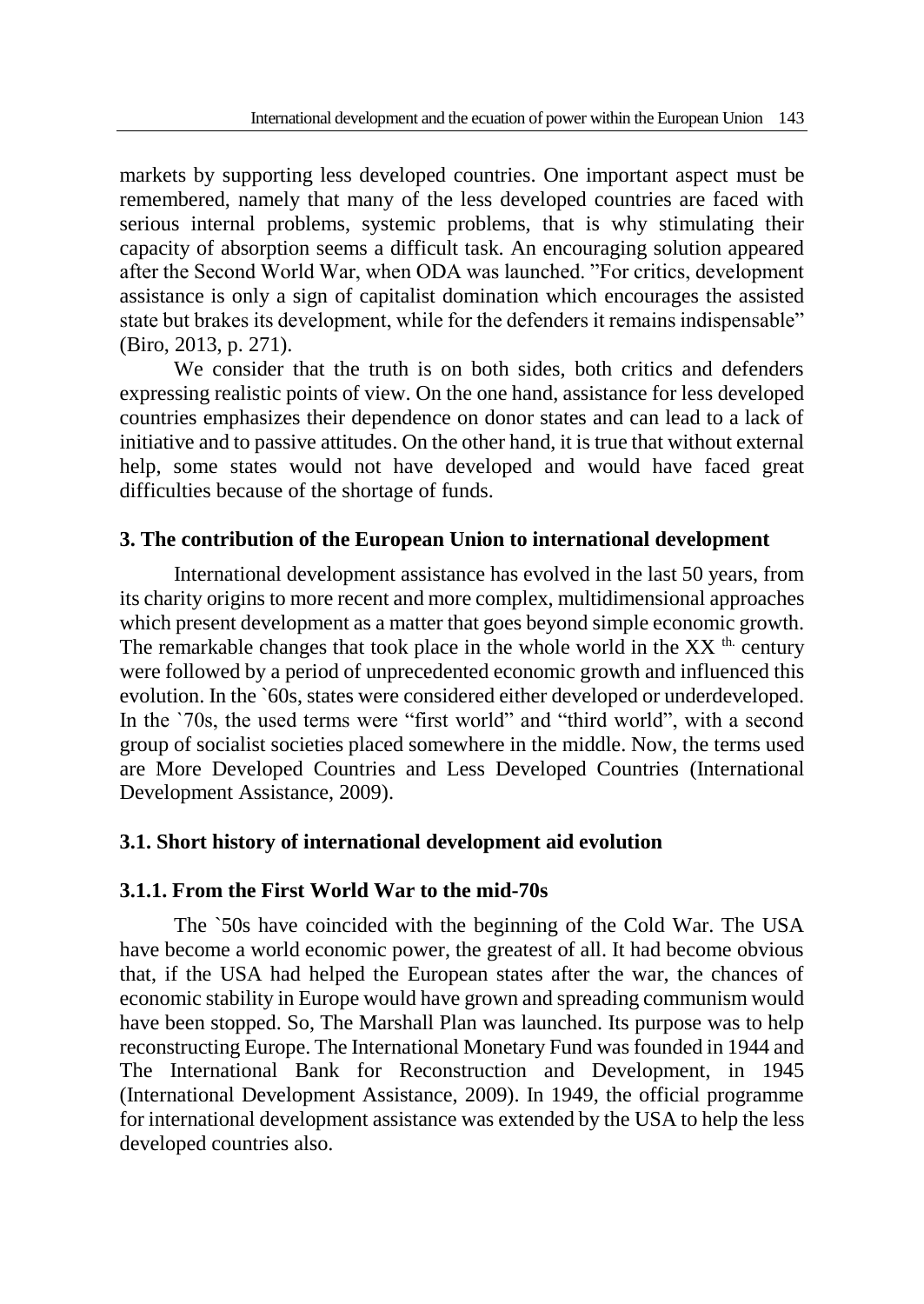markets by supporting less developed countries. One important aspect must be remembered, namely that many of the less developed countries are faced with serious internal problems, systemic problems, that is why stimulating their capacity of absorption seems a difficult task. An encouraging solution appeared after the Second World War, when ODA was launched. "For critics, development assistance is only a sign of capitalist domination which encourages the assisted state but brakes its development, while for the defenders it remains indispensable" (Biro, 2013, p. 271).

We consider that the truth is on both sides, both critics and defenders expressing realistic points of view. On the one hand, assistance for less developed countries emphasizes their dependence on donor states and can lead to a lack of initiative and to passive attitudes. On the other hand, it is true that without external help, some states would not have developed and would have faced great difficulties because of the shortage of funds.

### 3. The contribution of the European Union to international development

International development assistance has evolved in the last 50 years, from its charity origins to more recent and more complex, multidimensional approaches which present development as a matter that goes beyond simple economic growth. The remarkable changes that took place in the whole world in the XX th. century were followed by a period of unprecedented economic growth and influenced this evolution. In the `60s, states were considered either developed or underdeveloped. In the `70s, the used terms were "first world" and "third world", with a second group of socialist societies placed somewhere in the middle. Now, the terms used are More Developed Countries and Less Developed Countries (International Development Assistance, 2009).

### 3.1. Short history of international development aid evolution

#### 3.1.1. From the First World War to the mid-70s

The `50s have coincided with the beginning of the Cold War. The USA have become a world economic power, the greatest of all. It had become obvious that, if the USA had helped the European states after the war, the chances of economic stability in Europe would have grown and spreading communism would have been stopped. So, The Marshall Plan was launched. Its purpose was to help reconstructing Europe. The International Monetary Fund was founded in 1944 and The International Bank for Reconstruction and Development, in 1945 (International Development Assistance, 2009). In 1949, the official programme for international development assistance was extended by the USA to help the less developed countries also.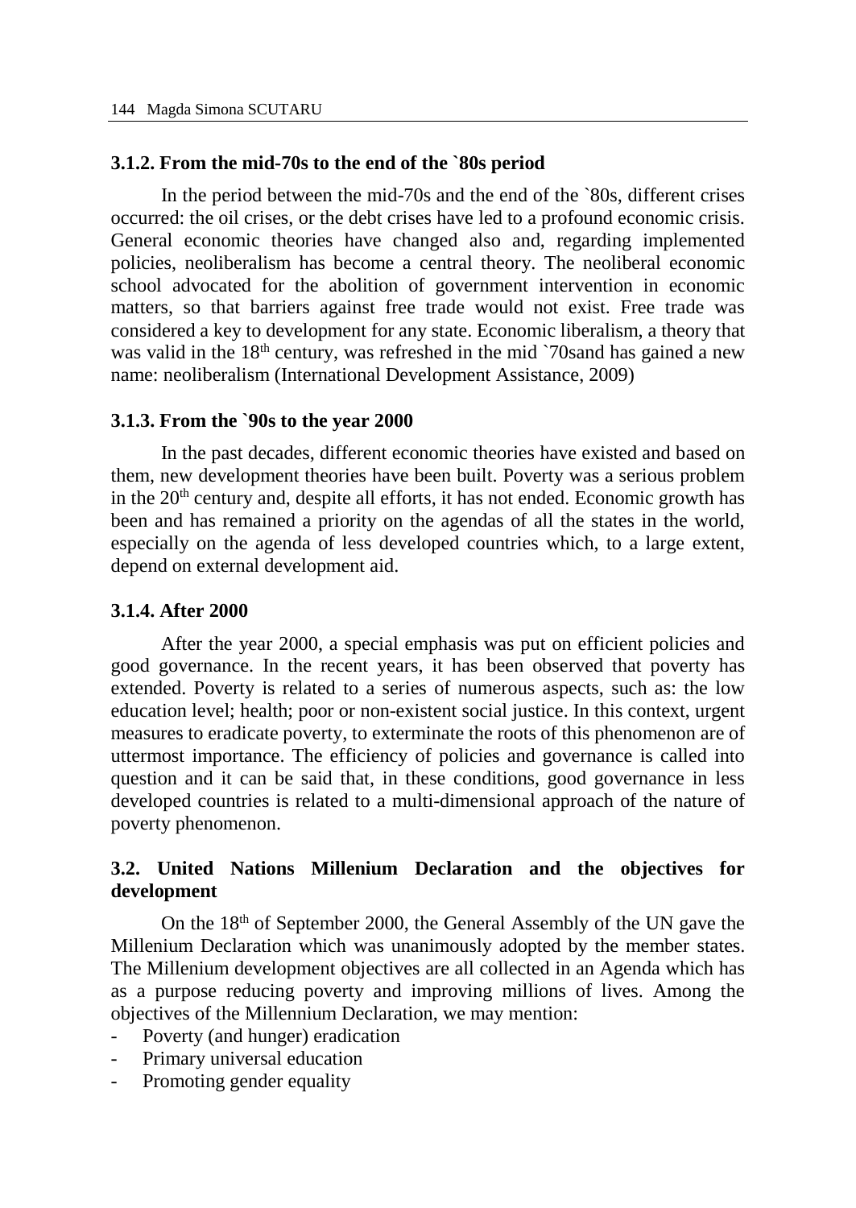### 3.1.2. From the mid-70s to the end of the `80s period

In the period between the mid-70s and the end of the `80s, different crises occurred: the oil crises, or the debt crises have led to a profound economic crisis. General economic theories have changed also and, regarding implemented policies, neoliberalism has become a central theory. The neoliberal economic school advocated for the abolition of government intervention in economic matters, so that barriers against free trade would not exist. Free trade was considered a key to development for any state. Economic liberalism, a theory that was valid in the 18th century, was refreshed in the mid `70sand has gained a new name: neoliberalism (International Development Assistance, 2009)

### 3.1.3. From the `90s to the year 2000

In the past decades, different economic theories have existed and based on them, new development theories have been built. Poverty was a serious problem in the 20th century and, despite all efforts, it has not ended. Economic growth has been and has remained a priority on the agendas of all the states in the world, especially on the agenda of less developed countries which, to a large extent, depend on external development aid.

### 3.1.4. After 2000

After the year 2000, a special emphasis was put on efficient policies and good governance. In the recent years, it has been observed that poverty has extended. Poverty is related to a series of numerous aspects, such as: the low education level; health; poor or non-existent social justice. In this context, urgent measures to eradicate poverty, to exterminate the roots of this phenomenon are of uttermost importance. The efficiency of policies and governance is called into question and it can be said that, in these conditions, good governance in less developed countries is related to a multi-dimensional approach of the nature of poverty phenomenon.

## 3.2. United Nations Millenium Declaration and the objectives for development

On the 18th of September 2000, the General Assembly of the UN gave the Millenium Declaration which was unanimously adopted by the member states. The Millenium development objectives are all collected in an Agenda which has as a purpose reducing poverty and improving millions of lives. Among the objectives of the Millennium Declaration, we may mention:

- Poverty (and hunger) eradication
- Primary universal education
- Promoting gender equality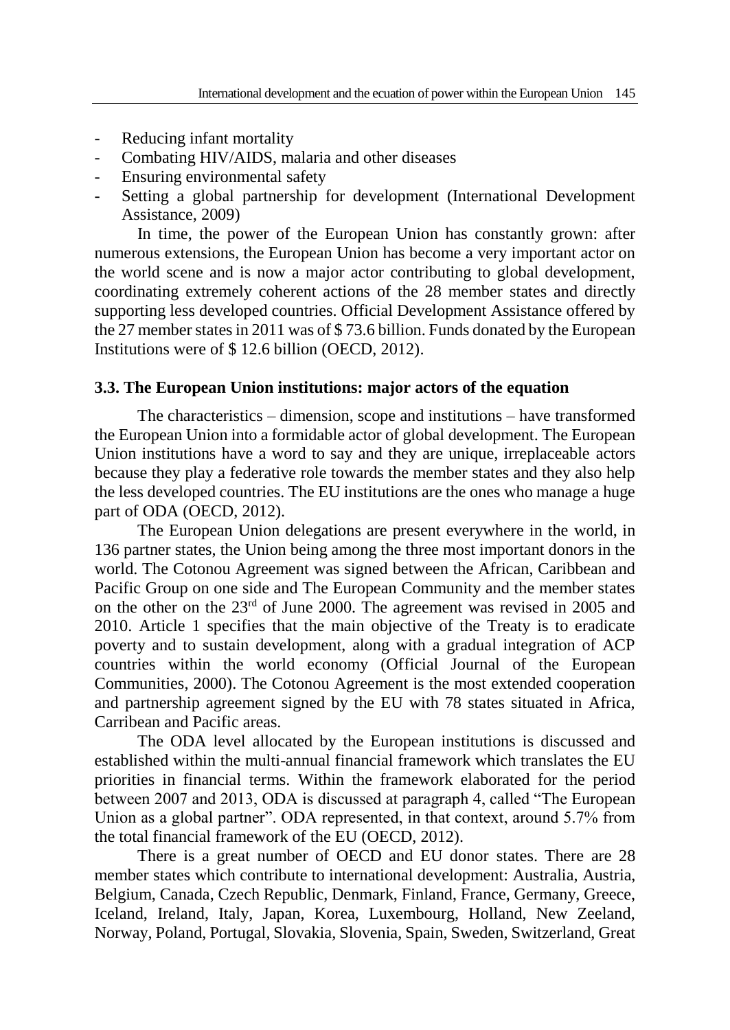- Reducing infant mortality
- Combating HIV/AIDS, malaria and other diseases
- Ensuring environmental safety
- Setting a global partnership for development (International Development Assistance, 2009)

In time, the power of the European Union has constantly grown: after numerous extensions, the European Union has become a very important actor on the world scene and is now a major actor contributing to global development, coordinating extremely coherent actions of the 28 member states and directly supporting less developed countries. Official Development Assistance offered by the 27 member states in 2011 was of $ 73.6 billion. Funds donated by the European Institutions were of $ 12.6 billion (OECD, 2012).

### 3.3. The European Union institutions: major actors of the equation

The characteristics – dimension, scope and institutions – have transformed the European Union into a formidable actor of global development. The European Union institutions have a word to say and they are unique, irreplaceable actors because they play a federative role towards the member states and they also help the less developed countries. The EU institutions are the ones who manage a huge part of ODA (OECD, 2012).

The European Union delegations are present everywhere in the world, in 136 partner states, the Union being among the three most important donors in the world. The Cotonou Agreement was signed between the African, Caribbean and Pacific Group on one side and The European Community and the member states on the other on the 23rd of June 2000. The agreement was revised in 2005 and 2010. Article 1 specifies that the main objective of the Treaty is to eradicate poverty and to sustain development, along with a gradual integration of ACP countries within the world economy (Official Journal of the European Communities, 2000). The Cotonou Agreement is the most extended cooperation and partnership agreement signed by the EU with 78 states situated in Africa, Carribean and Pacific areas.

The ODA level allocated by the European institutions is discussed and established within the multi-annual financial framework which translates the EU priorities in financial terms. Within the framework elaborated for the period between 2007 and 2013, ODA is discussed at paragraph 4, called "The European Union as a global partner". ODA represented, in that context, around 5.7% from the total financial framework of the EU (OECD, 2012).

There is a great number of OECD and EU donor states. There are 28 member states which contribute to international development: Australia, Austria, Belgium, Canada, Czech Republic, Denmark, Finland, France, Germany, Greece, Iceland, Ireland, Italy, Japan, Korea, Luxembourg, Holland, New Zeeland, Norway, Poland, Portugal, Slovakia, Slovenia, Spain, Sweden, Switzerland, Great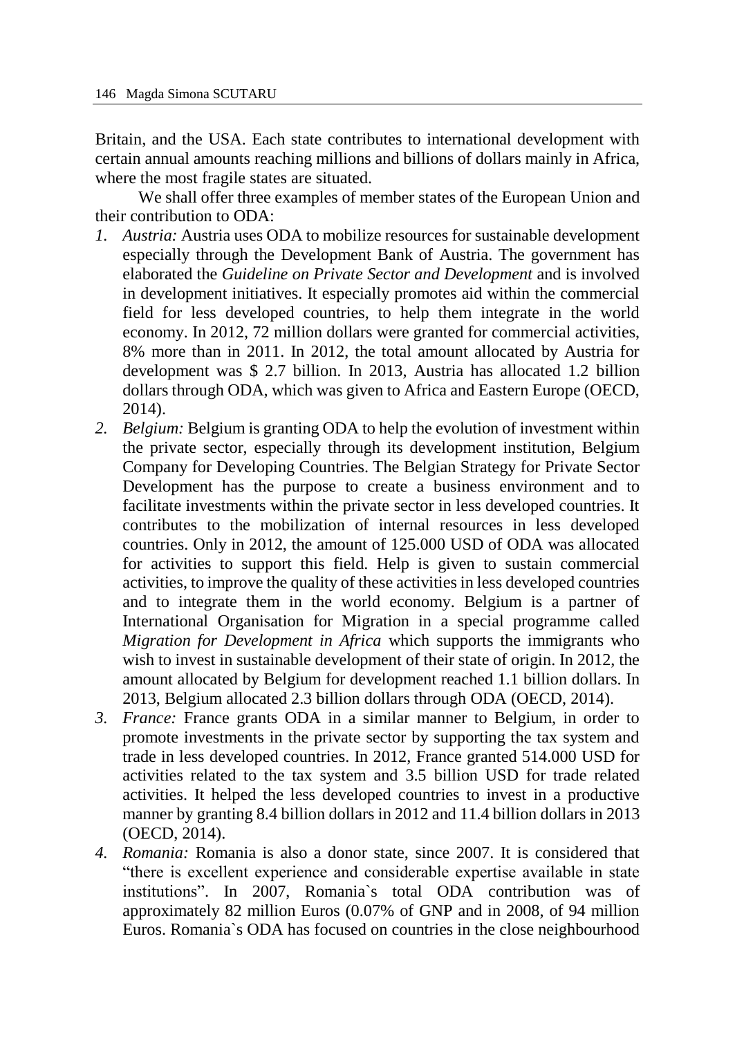Britain, and the USA. Each state contributes to international development with certain annual amounts reaching millions and billions of dollars mainly in Africa, where the most fragile states are situated.

We shall offer three examples of member states of the European Union and their contribution to ODA:

1. *Austria:* Austria uses ODA to mobilize resources for sustainable development especially through the Development Bank of Austria. The government has elaborated the *Guideline on Private Sector and Development* and is involved in development initiatives. It especially promotes aid within the commercial field for less developed countries, to help them integrate in the world economy. In 2012, 72 million dollars were granted for commercial activities, 8% more than in 2011. In 2012, the total amount allocated by Austria for development was $ 2.7 billion. In 2013, Austria has allocated 1.2 billion dollars through ODA, which was given to Africa and Eastern Europe (OECD, 2014).
2. *Belgium:* Belgium is granting ODA to help the evolution of investment within the private sector, especially through its development institution, Belgium Company for Developing Countries. The Belgian Strategy for Private Sector Development has the purpose to create a business environment and to facilitate investments within the private sector in less developed countries. It contributes to the mobilization of internal resources in less developed countries. Only in 2012, the amount of 125.000 USD of ODA was allocated for activities to support this field. Help is given to sustain commercial activities, to improve the quality of these activities in less developed countries and to integrate them in the world economy. Belgium is a partner of International Organisation for Migration in a special programme called *Migration for Development in Africa* which supports the immigrants who wish to invest in sustainable development of their state of origin. In 2012, the amount allocated by Belgium for development reached 1.1 billion dollars. In 2013, Belgium allocated 2.3 billion dollars through ODA (OECD, 2014).
3. *France:* France grants ODA in a similar manner to Belgium, in order to promote investments in the private sector by supporting the tax system and trade in less developed countries. In 2012, France granted 514.000 USD for activities related to the tax system and 3.5 billion USD for trade related activities. It helped the less developed countries to invest in a productive manner by granting 8.4 billion dollars in 2012 and 11.4 billion dollars in 2013 (OECD, 2014).
4. *Romania:* Romania is also a donor state, since 2007. It is considered that "there is excellent experience and considerable expertise available in state institutions". In 2007, Romania`s total ODA contribution was of approximately 82 million Euros (0.07% of GNP and in 2008, of 94 million Euros. Romania`s ODA has focused on countries in the close neighbourhood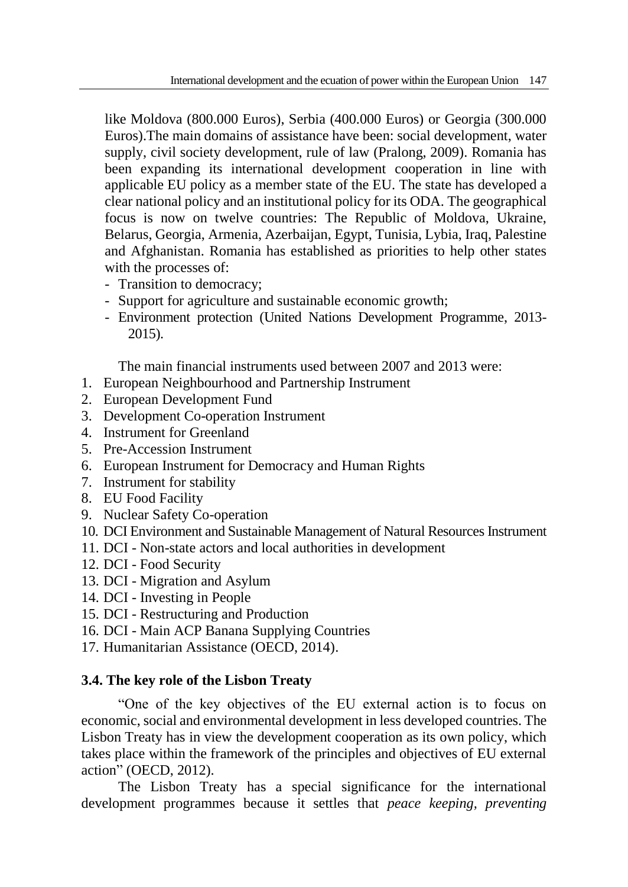like Moldova (800.000 Euros), Serbia (400.000 Euros) or Georgia (300.000 Euros).The main domains of assistance have been: social development, water supply, civil society development, rule of law (Pralong, 2009). Romania has been expanding its international development cooperation in line with applicable EU policy as a member state of the EU. The state has developed a clear national policy and an institutional policy for its ODA. The geographical focus is now on twelve countries: The Republic of Moldova, Ukraine, Belarus, Georgia, Armenia, Azerbaijan, Egypt, Tunisia, Lybia, Iraq, Palestine and Afghanistan. Romania has established as priorities to help other states with the processes of:

- Transition to democracy;
- Support for agriculture and sustainable economic growth;
- Environment protection (United Nations Development Programme, 2013-2015).

The main financial instruments used between 2007 and 2013 were:

1. European Neighbourhood and Partnership Instrument
2. European Development Fund
3. Development Co-operation Instrument
4. Instrument for Greenland
5. Pre-Accession Instrument
6. European Instrument for Democracy and Human Rights
7. Instrument for stability
8. EU Food Facility
9. Nuclear Safety Co-operation
10. DCI Environment and Sustainable Management of Natural Resources Instrument
11. DCI - Non-state actors and local authorities in development
12. DCI - Food Security
13. DCI - Migration and Asylum
14. DCI - Investing in People
15. DCI - Restructuring and Production
16. DCI - Main ACP Banana Supplying Countries
17. Humanitarian Assistance (OECD, 2014).

### 3.4. The key role of the Lisbon Treaty

"One of the key objectives of the EU external action is to focus on economic, social and environmental development in less developed countries. The Lisbon Treaty has in view the development cooperation as its own policy, which takes place within the framework of the principles and objectives of EU external action" (OECD, 2012).

The Lisbon Treaty has a special significance for the international development programmes because it settles that *peace keeping, preventing*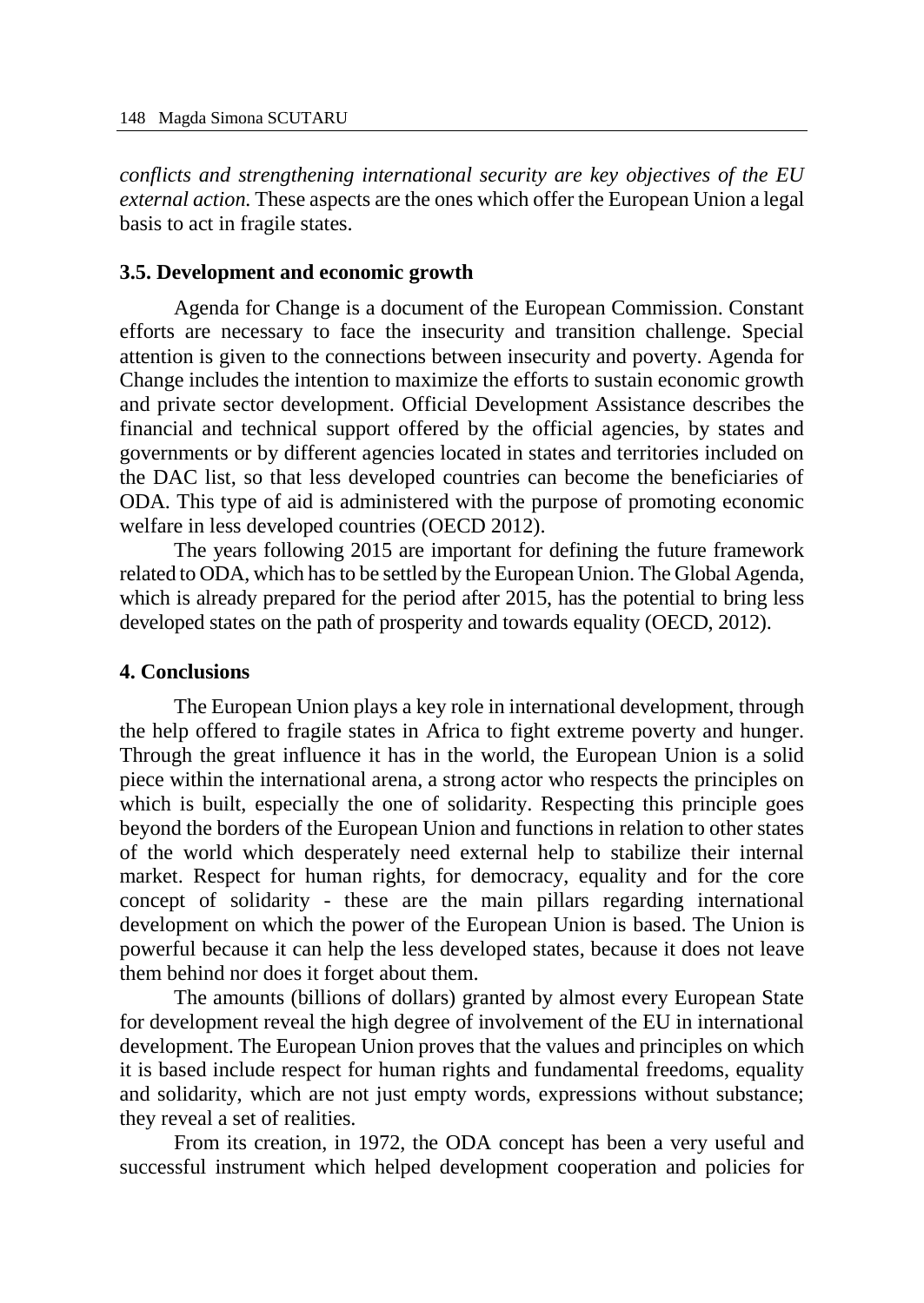*conflicts and strengthening international security are key objectives of the EU external action.* These aspects are the ones which offer the European Union a legal basis to act in fragile states.

### 3.5. Development and economic growth

Agenda for Change is a document of the European Commission. Constant efforts are necessary to face the insecurity and transition challenge. Special attention is given to the connections between insecurity and poverty. Agenda for Change includes the intention to maximize the efforts to sustain economic growth and private sector development. Official Development Assistance describes the financial and technical support offered by the official agencies, by states and governments or by different agencies located in states and territories included on the DAC list, so that less developed countries can become the beneficiaries of ODA. This type of aid is administered with the purpose of promoting economic welfare in less developed countries (OECD 2012).

The years following 2015 are important for defining the future framework related to ODA, which has to be settled by the European Union. The Global Agenda, which is already prepared for the period after 2015, has the potential to bring less developed states on the path of prosperity and towards equality (OECD, 2012).

## 4. Conclusions

The European Union plays a key role in international development, through the help offered to fragile states in Africa to fight extreme poverty and hunger. Through the great influence it has in the world, the European Union is a solid piece within the international arena, a strong actor who respects the principles on which is built, especially the one of solidarity. Respecting this principle goes beyond the borders of the European Union and functions in relation to other states of the world which desperately need external help to stabilize their internal market. Respect for human rights, for democracy, equality and for the core concept of solidarity - these are the main pillars regarding international development on which the power of the European Union is based. The Union is powerful because it can help the less developed states, because it does not leave them behind nor does it forget about them.

The amounts (billions of dollars) granted by almost every European State for development reveal the high degree of involvement of the EU in international development. The European Union proves that the values and principles on which it is based include respect for human rights and fundamental freedoms, equality and solidarity, which are not just empty words, expressions without substance; they reveal a set of realities.

From its creation, in 1972, the ODA concept has been a very useful and successful instrument which helped development cooperation and policies for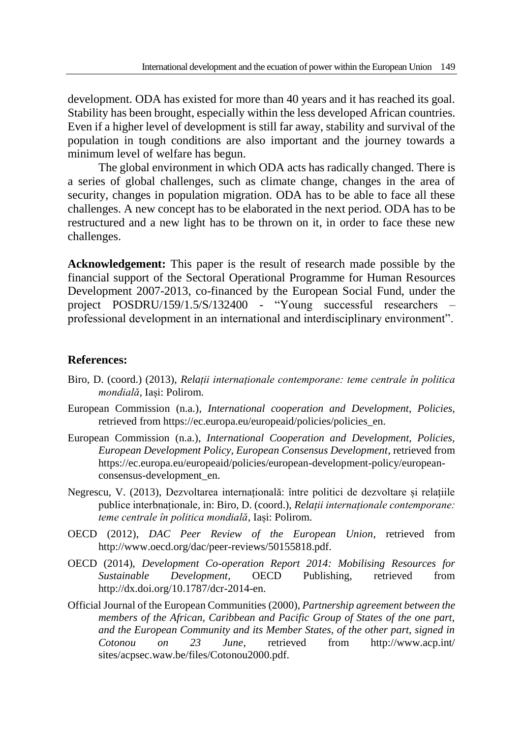development. ODA has existed for more than 40 years and it has reached its goal. Stability has been brought, especially within the less developed African countries. Even if a higher level of development is still far away, stability and survival of the population in tough conditions are also important and the journey towards a minimum level of welfare has begun.

The global environment in which ODA acts has radically changed. There is a series of global challenges, such as climate change, changes in the area of security, changes in population migration. ODA has to be able to face all these challenges. A new concept has to be elaborated in the next period. ODA has to be restructured and a new light has to be thrown on it, in order to face these new challenges.

**Acknowledgement:** This paper is the result of research made possible by the financial support of the Sectoral Operational Programme for Human Resources Development 2007-2013, co-financed by the European Social Fund, under the project POSDRU/159/1.5/S/132400 - "Young successful researchers – professional development in an international and interdisciplinary environment".

## References:

Biro, D. (coord.) (2013), *Relații internaționale contemporane: teme centrale în politica mondială*, Iași: Polirom.

European Commission (n.a.), *International cooperation and Development, Policies*, retrieved from https://ec.europa.eu/europeaid/policies/policies_en.

European Commission (n.a.), *International Cooperation and Development, Policies, European Development Policy, European Consensus Development*, retrieved from https://ec.europa.eu/europeaid/policies/european-development-policy/european-consensus-development_en.

Negrescu, V. (2013), Dezvoltarea internațională: între politici de dezvoltare și relațiile publice interbnaționale, in: Biro, D. (coord.), *Relații internaționale contemporane: teme centrale în politica mondială*, Iași: Polirom.

OECD (2012), *DAC Peer Review of the European Union*, retrieved from http://www.oecd.org/dac/peer-reviews/50155818.pdf.

OECD (2014), *Development Co-operation Report 2014: Mobilising Resources for Sustainable Development*, OECD Publishing, retrieved from http://dx.doi.org/10.1787/dcr-2014-en.

Official Journal of the European Communities (2000), *Partnership agreement between the members of the African, Caribbean and Pacific Group of States of the one part, and the European Community and its Member States, of the other part, signed in Cotonou on 23 June*, retrieved from http://www.acp.int/ sites/acpsec.waw.be/files/Cotonou2000.pdf.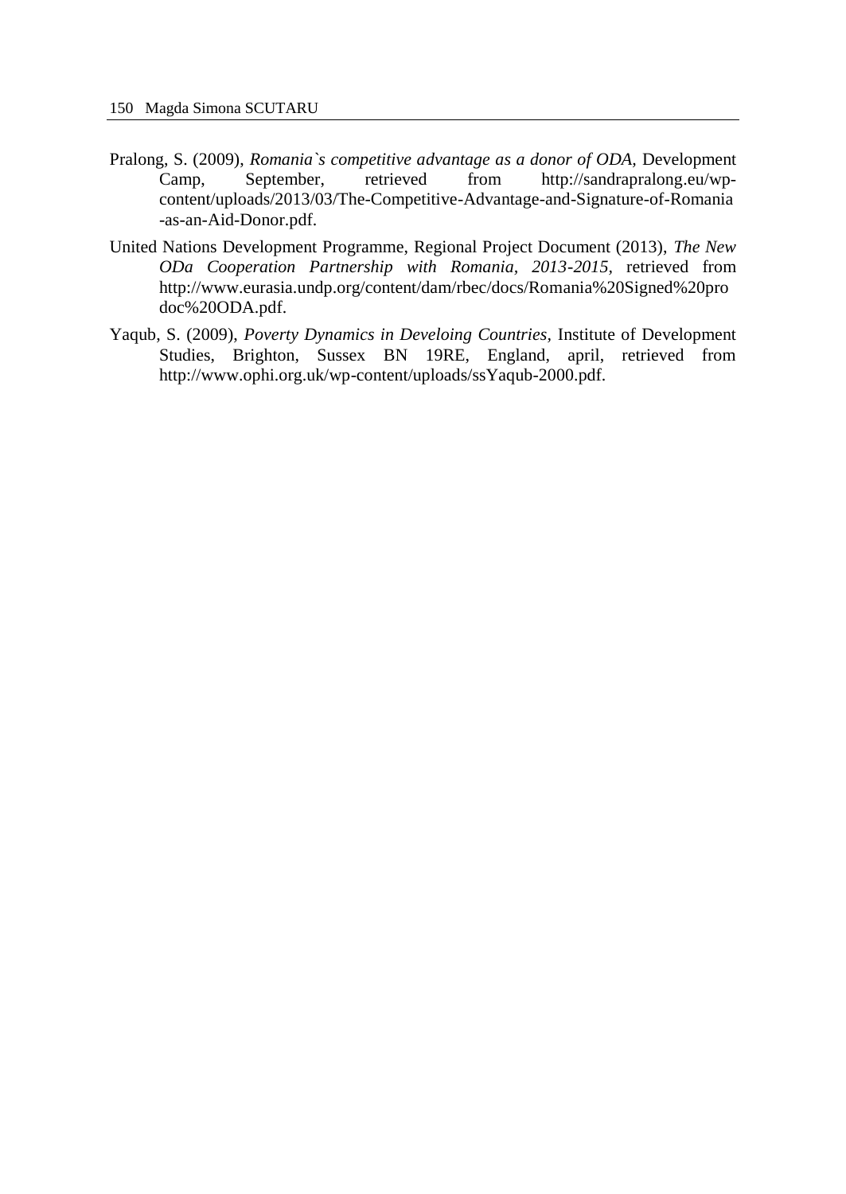Pralong, S. (2009), *Romania`s competitive advantage as a donor of ODA*, Development Camp, September, retrieved from http://sandrapralong.eu/wp-content/uploads/2013/03/The-Competitive-Advantage-and-Signature-of-Romania-as-an-Aid-Donor.pdf.

United Nations Development Programme, Regional Project Document (2013), *The New ODa Cooperation Partnership with Romania, 2013-2015*, retrieved from http://www.eurasia.undp.org/content/dam/rbec/docs/Romania%20Signed%20prodoc%20ODA.pdf.

Yaqub, S. (2009), *Poverty Dynamics in Develoing Countries*, Institute of Development Studies, Brighton, Sussex BN 19RE, England, april, retrieved from http://www.ophi.org.uk/wp-content/uploads/ssYaqub-2000.pdf.